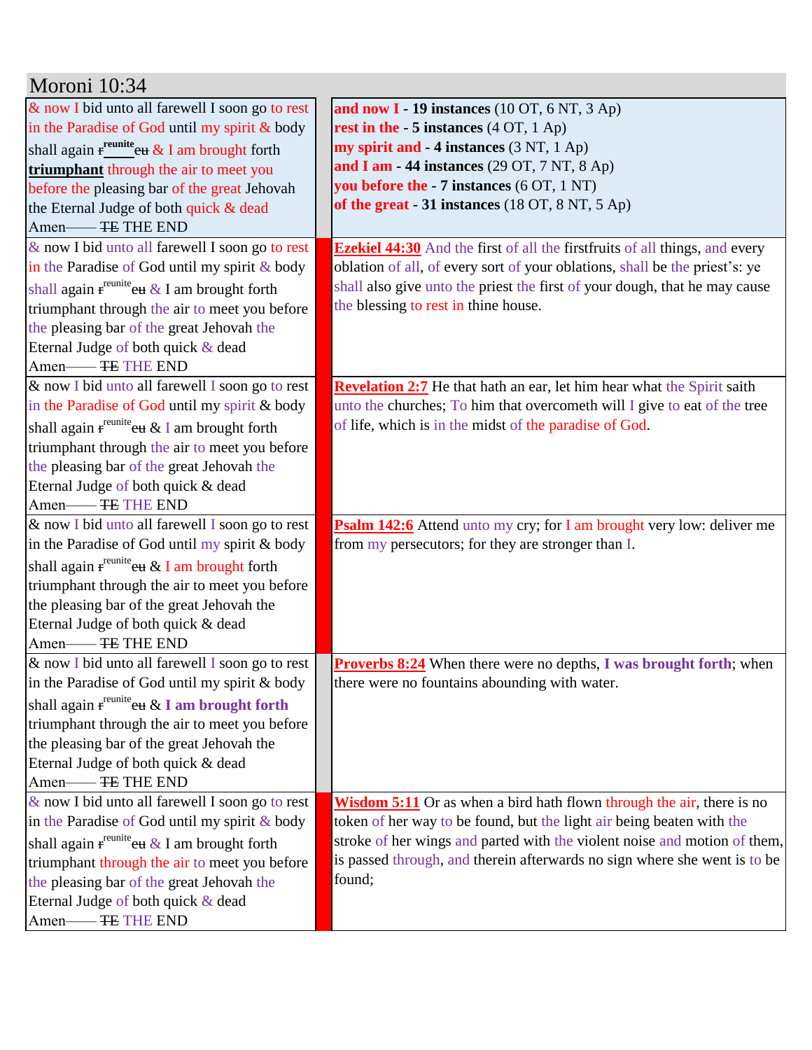# Moroni 10:34

| | |
|---|---|
| & now I bid unto all farewell I soon go to rest in the Paradise of God until my spirit & body shall again ~~r~~[reunite]~~eu~~ & I am brought forth **triumphant** through the air to meet you before the pleasing bar of the great Jehovah the Eternal Judge of both quick & dead Amen—— ~~TE~~ THE END | **and now I - 19 instances** (10 OT, 6 NT, 3 Ap)<br>**rest in the - 5 instances** (4 OT, 1 Ap)<br>**my spirit and - 4 instances** (3 NT, 1 Ap)<br>**and I am - 44 instances** (29 OT, 7 NT, 8 Ap)<br>**you before the - 7 instances** (6 OT, 1 NT)<br>**of the great - 31 instances** (18 OT, 8 NT, 5 Ap) |
| & now I bid unto all farewell I soon go to rest in the Paradise of God until my spirit & body shall again ~~r~~[reunite]~~eu~~ & I am brought forth triumphant through the air to meet you before the pleasing bar of the great Jehovah the Eternal Judge of both quick & dead Amen—— ~~TE~~ THE END | **Ezekiel 44:30** And the first of all the firstfruits of all things, and every oblation of all, of every sort of your oblations, shall be the priest's: ye shall also give unto the priest the first of your dough, that he may cause the blessing to rest in thine house. |
| & now I bid unto all farewell I soon go to rest in the Paradise of God until my spirit & body shall again ~~r~~[reunite]~~eu~~ & I am brought forth triumphant through the air to meet you before the pleasing bar of the great Jehovah the Eternal Judge of both quick & dead Amen—— ~~TE~~ THE END | **Revelation 2:7** He that hath an ear, let him hear what the Spirit saith unto the churches; To him that overcometh will I give to eat of the tree of life, which is in the midst of the paradise of God. |
| & now I bid unto all farewell I soon go to rest in the Paradise of God until my spirit & body shall again ~~r~~[reunite]~~eu~~ & I am brought forth triumphant through the air to meet you before the pleasing bar of the great Jehovah the Eternal Judge of both quick & dead Amen—— ~~TE~~ THE END | **Psalm 142:6** Attend unto my cry; for I am brought very low: deliver me from my persecutors; for they are stronger than I. |
| & now I bid unto all farewell I soon go to rest in the Paradise of God until my spirit & body shall again ~~r~~[reunite]~~eu~~ & **I am brought forth** triumphant through the air to meet you before the pleasing bar of the great Jehovah the Eternal Judge of both quick & dead Amen—— ~~TE~~ THE END | **Proverbs 8:24** When there were no depths, **I was brought forth**; when there were no fountains abounding with water. |
| & now I bid unto all farewell I soon go to rest in the Paradise of God until my spirit & body shall again ~~r~~[reunite]~~eu~~ & I am brought forth triumphant through the air to meet you before the pleasing bar of the great Jehovah the Eternal Judge of both quick & dead Amen—— ~~TE~~ THE END | **Wisdom 5:11** Or as when a bird hath flown through the air, there is no token of her way to be found, but the light air being beaten with the stroke of her wings and parted with the violent noise and motion of them, is passed through, and therein afterwards no sign where she went is to be found; |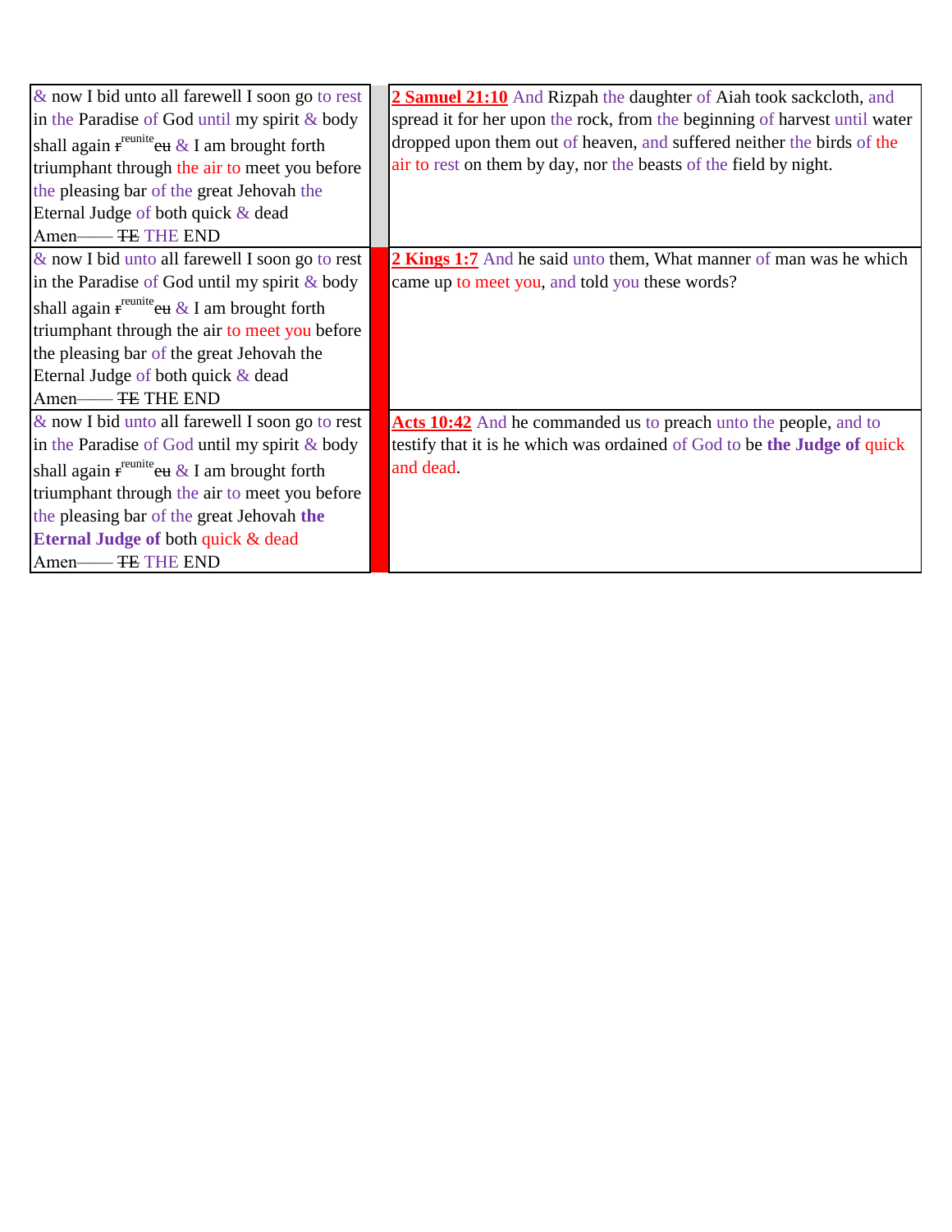| | | |
|---|---|---|
| & now I bid unto all farewell I soon go to rest in the Paradise of God until my spirit & body shall again ~~r~~ reunite ~~eu~~ & I am brought forth triumphant through the air to meet you before the pleasing bar of the great Jehovah the Eternal Judge of both quick & dead Amen—— ~~TE~~ THE END | | **2 Samuel 21:10** And Rizpah the daughter of Aiah took sackcloth, and spread it for her upon the rock, from the beginning of harvest until water dropped upon them out of heaven, and suffered neither the birds of the air to rest on them by day, nor the beasts of the field by night. |
| & now I bid unto all farewell I soon go to rest in the Paradise of God until my spirit & body shall again ~~r~~ reunite ~~eu~~ & I am brought forth triumphant through the air to meet you before the pleasing bar of the great Jehovah the Eternal Judge of both quick & dead Amen—— ~~TE~~ THE END | | **2 Kings 1:7** And he said unto them, What manner of man was he which came up to meet you, and told you these words? |
| & now I bid unto all farewell I soon go to rest in the Paradise of God until my spirit & body shall again ~~r~~ reunite ~~eu~~ & I am brought forth triumphant through the air to meet you before the pleasing bar of the great Jehovah **the Eternal Judge of** both quick & dead Amen—— ~~TE~~ THE END | | **Acts 10:42** And he commanded us to preach unto the people, and to testify that it is he which was ordained of God to be **the Judge of** quick and dead. |